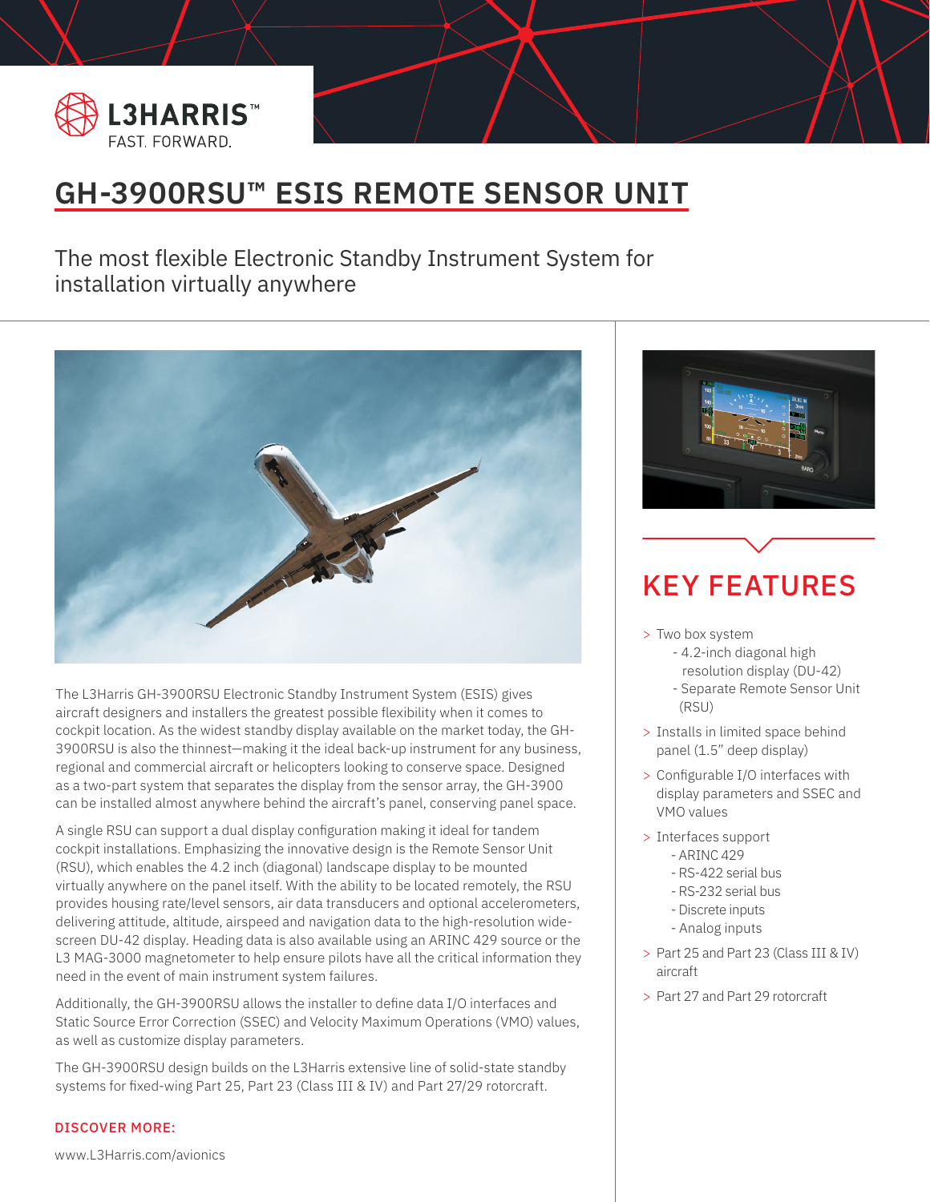L3HARRIS™
FAST. FORWARD.

# GH-3900RSU™ ESIS REMOTE SENSOR UNIT

## The most flexible Electronic Standby Instrument System for installation virtually anywhere

The L3Harris GH-3900RSU Electronic Standby Instrument System (ESIS) gives aircraft designers and installers the greatest possible flexibility when it comes to cockpit location. As the widest standby display available on the market today, the GH-3900RSU is also the thinnest—making it the ideal back-up instrument for any business, regional and commercial aircraft or helicopters looking to conserve space. Designed as a two-part system that separates the display from the sensor array, the GH-3900 can be installed almost anywhere behind the aircraft's panel, conserving panel space.

A single RSU can support a dual display configuration making it ideal for tandem cockpit installations. Emphasizing the innovative design is the Remote Sensor Unit (RSU), which enables the 4.2 inch (diagonal) landscape display to be mounted virtually anywhere on the panel itself. With the ability to be located remotely, the RSU provides housing rate/level sensors, air data transducers and optional accelerometers, delivering attitude, altitude, airspeed and navigation data to the high-resolution wide-screen DU-42 display. Heading data is also available using an ARINC 429 source or the L3 MAG-3000 magnetometer to help ensure pilots have all the critical information they need in the event of main instrument system failures.

Additionally, the GH-3900RSU allows the installer to define data I/O interfaces and Static Source Error Correction (SSEC) and Velocity Maximum Operations (VMO) values, as well as customize display parameters.

The GH-3900RSU design builds on the L3Harris extensive line of solid-state standby systems for fixed-wing Part 25, Part 23 (Class III & IV) and Part 27/29 rotorcraft.

**DISCOVER MORE:**

www.L3Harris.com/avionics

## KEY FEATURES

- Two box system
  - 4.2-inch diagonal high resolution display (DU-42)
  - Separate Remote Sensor Unit (RSU)
- Installs in limited space behind panel (1.5" deep display)
- Configurable I/O interfaces with display parameters and SSEC and VMO values
- Interfaces support
  - ARINC 429
  - RS-422 serial bus
  - RS-232 serial bus
  - Discrete inputs
  - Analog inputs
- Part 25 and Part 23 (Class III & IV) aircraft
- Part 27 and Part 29 rotorcraft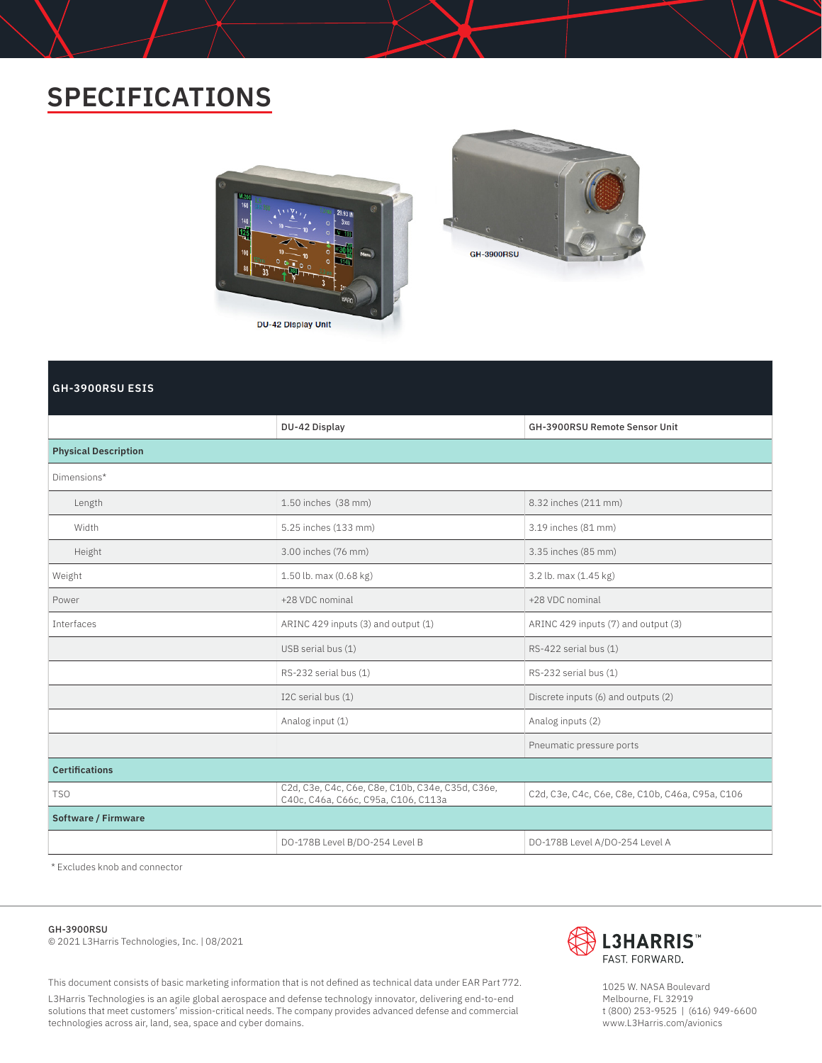# SPECIFICATIONS

DU-42 Display Unit

GH-3900RSU

| GH-3900RSU ESIS | | |
|---|---|---|
| | DU-42 Display | GH-3900RSU Remote Sensor Unit |
| **Physical Description** | | |
| Dimensions* | | |
| Length | 1.50 inches (38 mm) | 8.32 inches (211 mm) |
| Width | 5.25 inches (133 mm) | 3.19 inches (81 mm) |
| Height | 3.00 inches (76 mm) | 3.35 inches (85 mm) |
| Weight | 1.50 lb. max (0.68 kg) | 3.2 lb. max (1.45 kg) |
| Power | +28 VDC nominal | +28 VDC nominal |
| Interfaces | ARINC 429 inputs (3) and output (1) | ARINC 429 inputs (7) and output (3) |
| | USB serial bus (1) | RS-422 serial bus (1) |
| | RS-232 serial bus (1) | RS-232 serial bus (1) |
| | I2C serial bus (1) | Discrete inputs (6) and outputs (2) |
| | Analog input (1) | Analog inputs (2) |
| | | Pneumatic pressure ports |
| **Certifications** | | |
| TSO | C2d, C3e, C4c, C6e, C8e, C10b, C34e, C35d, C36e, C40c, C46a, C66c, C95a, C106, C113a | C2d, C3e, C4c, C6e, C8e, C10b, C46a, C95a, C106 |
| **Software / Firmware** | | |
| | DO-178B Level B/DO-254 Level B | DO-178B Level A/DO-254 Level A |

* Excludes knob and connector

GH-3900RSU
© 2021 L3Harris Technologies, Inc. | 08/2021

This document consists of basic marketing information that is not defined as technical data under EAR Part 772.

L3Harris Technologies is an agile global aerospace and defense technology innovator, delivering end-to-end solutions that meet customers' mission-critical needs. The company provides advanced defense and commercial technologies across air, land, sea, space and cyber domains.

L3HARRIS™
FAST. FORWARD.

1025 W. NASA Boulevard
Melbourne, FL 32919
t (800) 253-9525 | (616) 949-6600
www.L3Harris.com/avionics